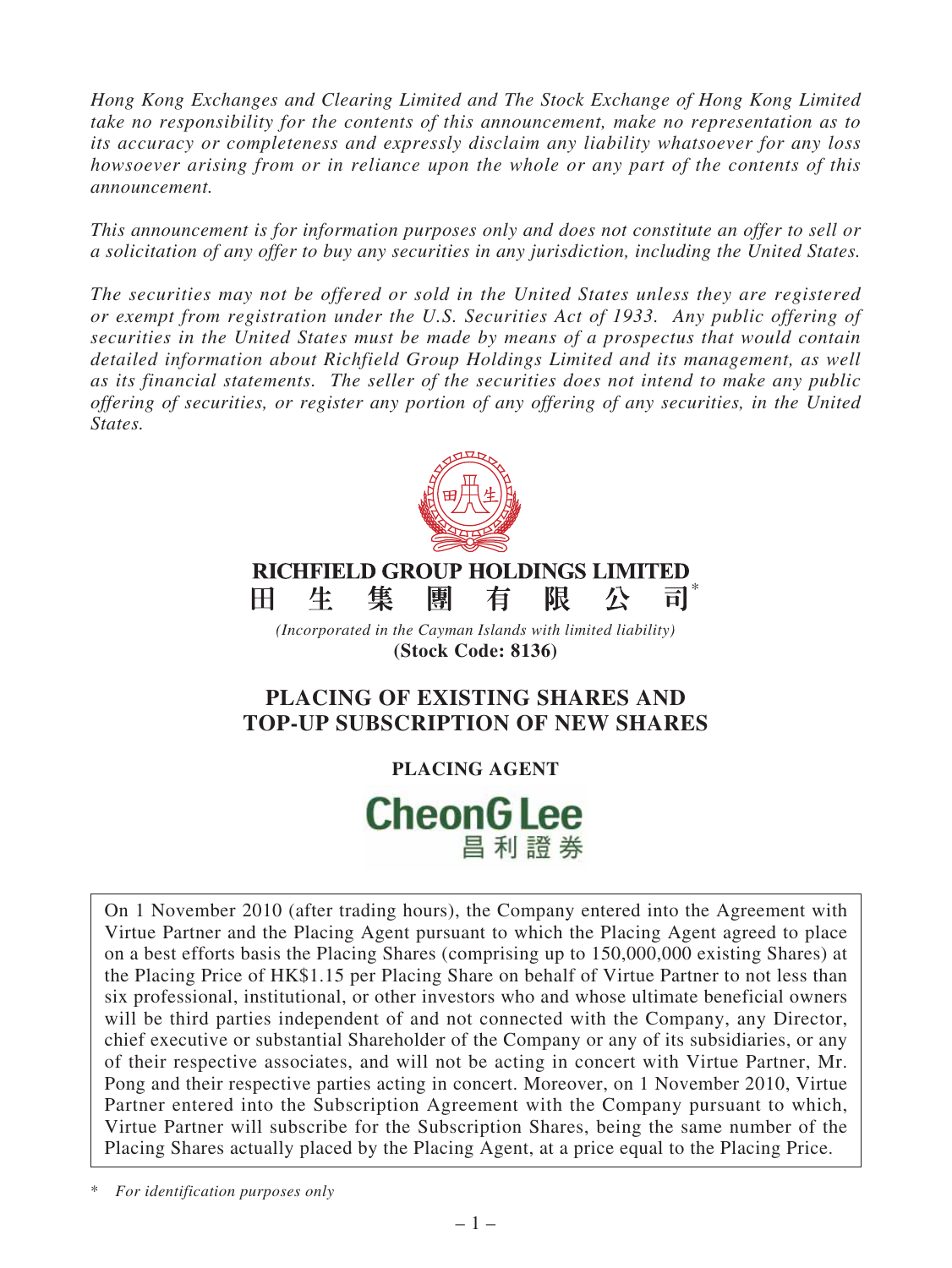*Hong Kong Exchanges and Clearing Limited and The Stock Exchange of Hong Kong Limited take no responsibility for the contents of this announcement, make no representation as to its accuracy or completeness and expressly disclaim any liability whatsoever for any loss howsoever arising from or in reliance upon the whole or any part of the contents of this announcement.*

*This announcement is for information purposes only and does not constitute an offer to sell or a solicitation of any offer to buy any securities in any jurisdiction, including the United States.*

*The securities may not be offered or sold in the United States unless they are registered or exempt from registration under the U.S. Securities Act of 1933. Any public offering of securities in the United States must be made by means of a prospectus that would contain detailed information about Richfield Group Holdings Limited and its management, as well as its financial statements. The seller of the securities does not intend to make any public offering of securities, or register any portion of any offering of any securities, in the United States.*

**RICHFIELD GROUP HOLDINGS LIMITED**

**田生集團有限公司***

*(Incorporated in the Cayman Islands with limited liability)*

**(Stock Code: 8136)**

# PLACING OF EXISTING SHARES AND TOP-UP SUBSCRIPTION OF NEW SHARES

**PLACING AGENT**

**CheonG Lee 昌利證券**

On 1 November 2010 (after trading hours), the Company entered into the Agreement with Virtue Partner and the Placing Agent pursuant to which the Placing Agent agreed to place on a best efforts basis the Placing Shares (comprising up to 150,000,000 existing Shares) at the Placing Price of HK$1.15 per Placing Share on behalf of Virtue Partner to not less than six professional, institutional, or other investors who and whose ultimate beneficial owners will be third parties independent of and not connected with the Company, any Director, chief executive or substantial Shareholder of the Company or any of its subsidiaries, or any of their respective associates, and will not be acting in concert with Virtue Partner, Mr. Pong and their respective parties acting in concert. Moreover, on 1 November 2010, Virtue Partner entered into the Subscription Agreement with the Company pursuant to which, Virtue Partner will subscribe for the Subscription Shares, being the same number of the Placing Shares actually placed by the Placing Agent, at a price equal to the Placing Price.

\* *For identification purposes only*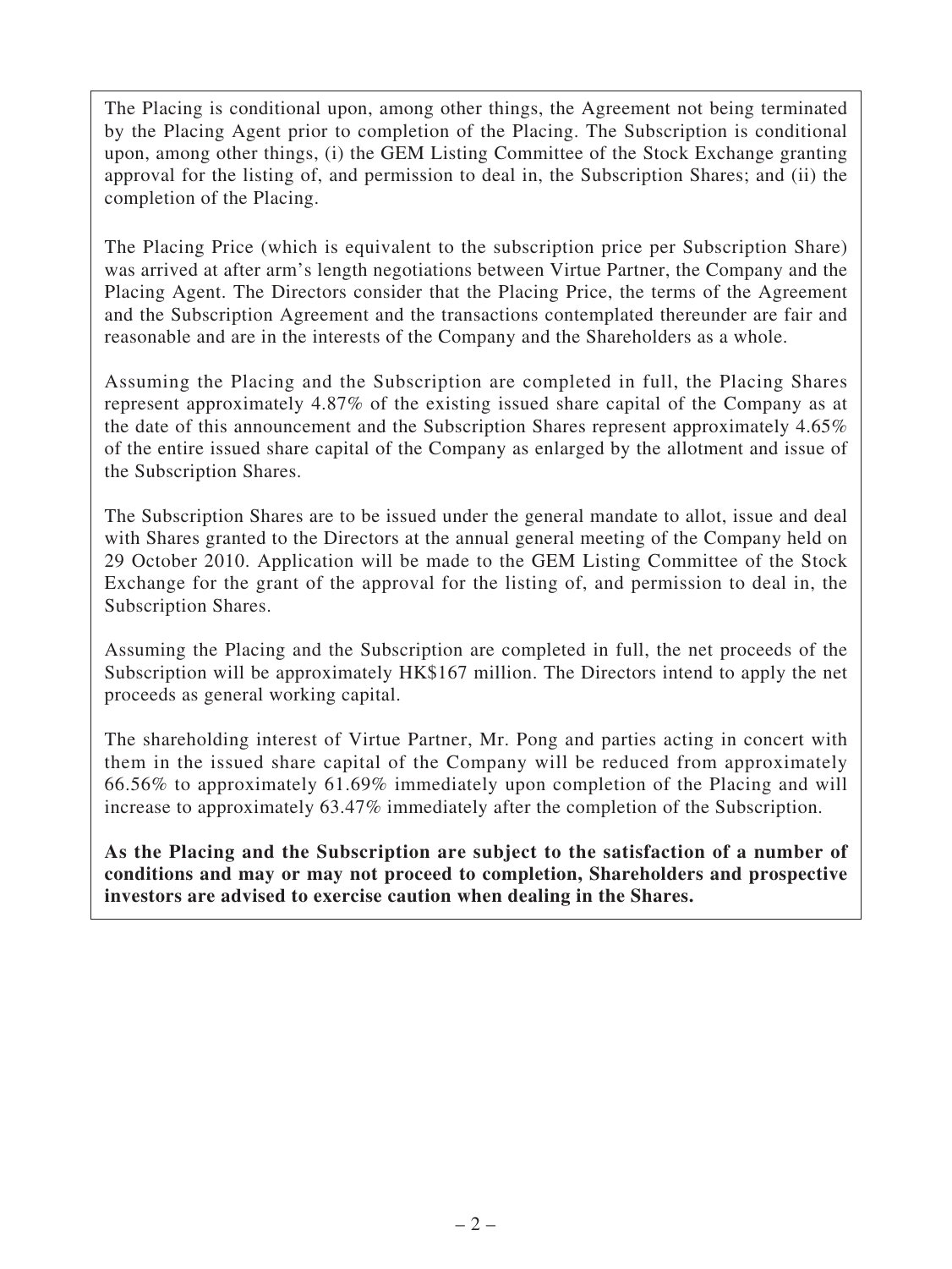The Placing is conditional upon, among other things, the Agreement not being terminated by the Placing Agent prior to completion of the Placing. The Subscription is conditional upon, among other things, (i) the GEM Listing Committee of the Stock Exchange granting approval for the listing of, and permission to deal in, the Subscription Shares; and (ii) the completion of the Placing.

The Placing Price (which is equivalent to the subscription price per Subscription Share) was arrived at after arm's length negotiations between Virtue Partner, the Company and the Placing Agent. The Directors consider that the Placing Price, the terms of the Agreement and the Subscription Agreement and the transactions contemplated thereunder are fair and reasonable and are in the interests of the Company and the Shareholders as a whole.

Assuming the Placing and the Subscription are completed in full, the Placing Shares represent approximately 4.87% of the existing issued share capital of the Company as at the date of this announcement and the Subscription Shares represent approximately 4.65% of the entire issued share capital of the Company as enlarged by the allotment and issue of the Subscription Shares.

The Subscription Shares are to be issued under the general mandate to allot, issue and deal with Shares granted to the Directors at the annual general meeting of the Company held on 29 October 2010. Application will be made to the GEM Listing Committee of the Stock Exchange for the grant of the approval for the listing of, and permission to deal in, the Subscription Shares.

Assuming the Placing and the Subscription are completed in full, the net proceeds of the Subscription will be approximately HK$167 million. The Directors intend to apply the net proceeds as general working capital.

The shareholding interest of Virtue Partner, Mr. Pong and parties acting in concert with them in the issued share capital of the Company will be reduced from approximately 66.56% to approximately 61.69% immediately upon completion of the Placing and will increase to approximately 63.47% immediately after the completion of the Subscription.

**As the Placing and the Subscription are subject to the satisfaction of a number of conditions and may or may not proceed to completion, Shareholders and prospective investors are advised to exercise caution when dealing in the Shares.**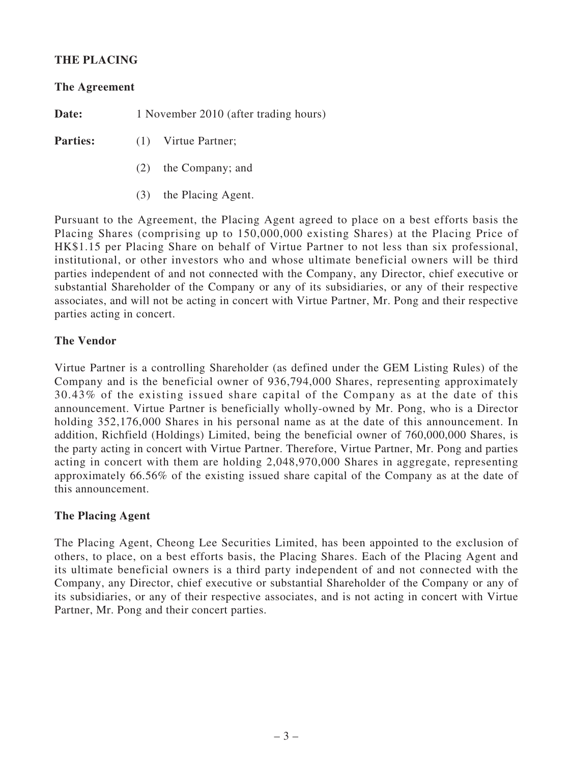## THE PLACING

### The Agreement

**Date:** 1 November 2010 (after trading hours)

**Parties:**

(1) Virtue Partner;

(2) the Company; and

(3) the Placing Agent.

Pursuant to the Agreement, the Placing Agent agreed to place on a best efforts basis the Placing Shares (comprising up to 150,000,000 existing Shares) at the Placing Price of HK$1.15 per Placing Share on behalf of Virtue Partner to not less than six professional, institutional, or other investors who and whose ultimate beneficial owners will be third parties independent of and not connected with the Company, any Director, chief executive or substantial Shareholder of the Company or any of its subsidiaries, or any of their respective associates, and will not be acting in concert with Virtue Partner, Mr. Pong and their respective parties acting in concert.

### The Vendor

Virtue Partner is a controlling Shareholder (as defined under the GEM Listing Rules) of the Company and is the beneficial owner of 936,794,000 Shares, representing approximately 30.43% of the existing issued share capital of the Company as at the date of this announcement. Virtue Partner is beneficially wholly-owned by Mr. Pong, who is a Director holding 352,176,000 Shares in his personal name as at the date of this announcement. In addition, Richfield (Holdings) Limited, being the beneficial owner of 760,000,000 Shares, is the party acting in concert with Virtue Partner. Therefore, Virtue Partner, Mr. Pong and parties acting in concert with them are holding 2,048,970,000 Shares in aggregate, representing approximately 66.56% of the existing issued share capital of the Company as at the date of this announcement.

### The Placing Agent

The Placing Agent, Cheong Lee Securities Limited, has been appointed to the exclusion of others, to place, on a best efforts basis, the Placing Shares. Each of the Placing Agent and its ultimate beneficial owners is a third party independent of and not connected with the Company, any Director, chief executive or substantial Shareholder of the Company or any of its subsidiaries, or any of their respective associates, and is not acting in concert with Virtue Partner, Mr. Pong and their concert parties.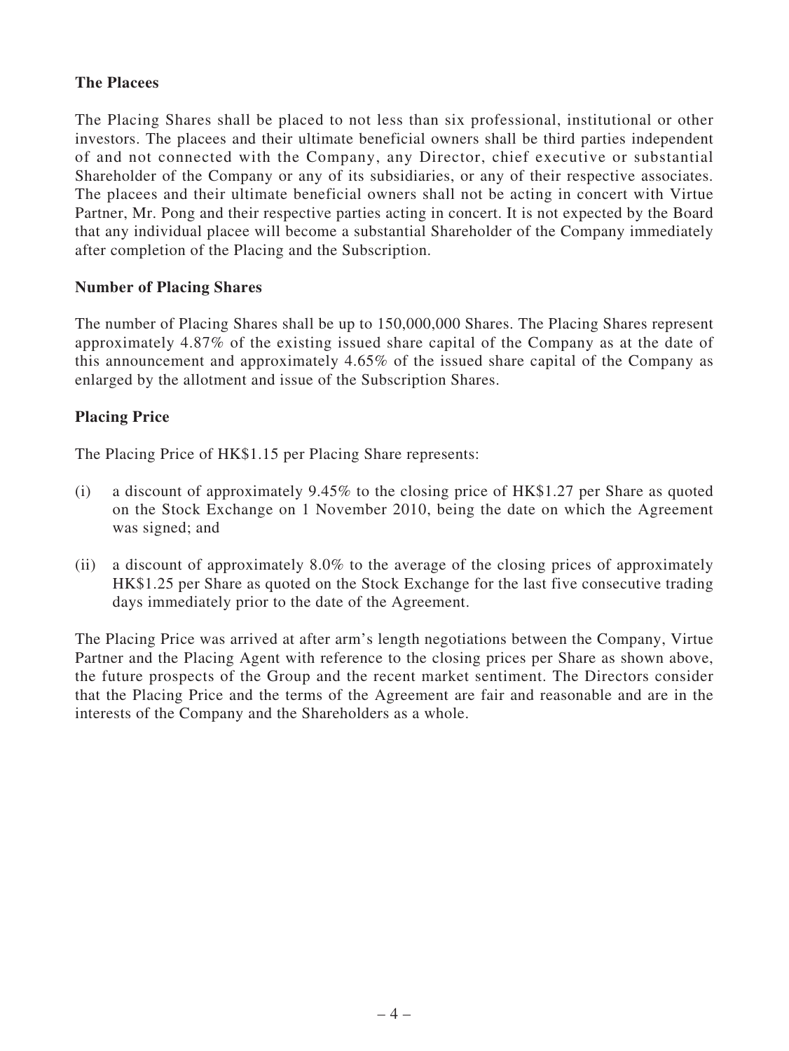**The Placees**

The Placing Shares shall be placed to not less than six professional, institutional or other investors. The placees and their ultimate beneficial owners shall be third parties independent of and not connected with the Company, any Director, chief executive or substantial Shareholder of the Company or any of its subsidiaries, or any of their respective associates. The placees and their ultimate beneficial owners shall not be acting in concert with Virtue Partner, Mr. Pong and their respective parties acting in concert. It is not expected by the Board that any individual placee will become a substantial Shareholder of the Company immediately after completion of the Placing and the Subscription.

**Number of Placing Shares**

The number of Placing Shares shall be up to 150,000,000 Shares. The Placing Shares represent approximately 4.87% of the existing issued share capital of the Company as at the date of this announcement and approximately 4.65% of the issued share capital of the Company as enlarged by the allotment and issue of the Subscription Shares.

**Placing Price**

The Placing Price of HK$1.15 per Placing Share represents:

(i) a discount of approximately 9.45% to the closing price of HK$1.27 per Share as quoted on the Stock Exchange on 1 November 2010, being the date on which the Agreement was signed; and

(ii) a discount of approximately 8.0% to the average of the closing prices of approximately HK$1.25 per Share as quoted on the Stock Exchange for the last five consecutive trading days immediately prior to the date of the Agreement.

The Placing Price was arrived at after arm's length negotiations between the Company, Virtue Partner and the Placing Agent with reference to the closing prices per Share as shown above, the future prospects of the Group and the recent market sentiment. The Directors consider that the Placing Price and the terms of the Agreement are fair and reasonable and are in the interests of the Company and the Shareholders as a whole.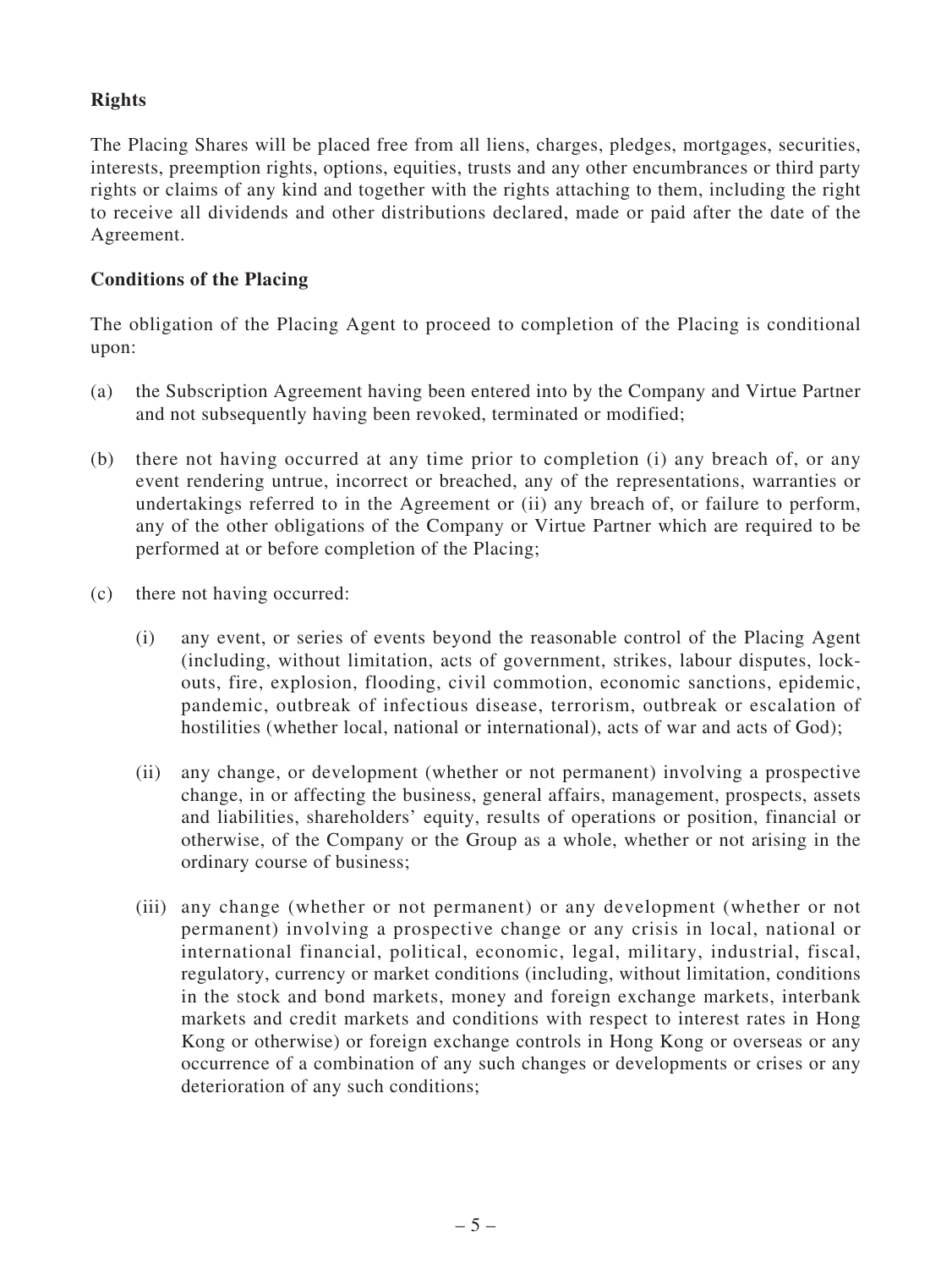**Rights**

The Placing Shares will be placed free from all liens, charges, pledges, mortgages, securities, interests, preemption rights, options, equities, trusts and any other encumbrances or third party rights or claims of any kind and together with the rights attaching to them, including the right to receive all dividends and other distributions declared, made or paid after the date of the Agreement.

**Conditions of the Placing**

The obligation of the Placing Agent to proceed to completion of the Placing is conditional upon:

(a) the Subscription Agreement having been entered into by the Company and Virtue Partner and not subsequently having been revoked, terminated or modified;

(b) there not having occurred at any time prior to completion (i) any breach of, or any event rendering untrue, incorrect or breached, any of the representations, warranties or undertakings referred to in the Agreement or (ii) any breach of, or failure to perform, any of the other obligations of the Company or Virtue Partner which are required to be performed at or before completion of the Placing;

(c) there not having occurred:

    (i) any event, or series of events beyond the reasonable control of the Placing Agent (including, without limitation, acts of government, strikes, labour disputes, lock-outs, fire, explosion, flooding, civil commotion, economic sanctions, epidemic, pandemic, outbreak of infectious disease, terrorism, outbreak or escalation of hostilities (whether local, national or international), acts of war and acts of God);

    (ii) any change, or development (whether or not permanent) involving a prospective change, in or affecting the business, general affairs, management, prospects, assets and liabilities, shareholders' equity, results of operations or position, financial or otherwise, of the Company or the Group as a whole, whether or not arising in the ordinary course of business;

    (iii) any change (whether or not permanent) or any development (whether or not permanent) involving a prospective change or any crisis in local, national or international financial, political, economic, legal, military, industrial, fiscal, regulatory, currency or market conditions (including, without limitation, conditions in the stock and bond markets, money and foreign exchange markets, interbank markets and credit markets and conditions with respect to interest rates in Hong Kong or otherwise) or foreign exchange controls in Hong Kong or overseas or any occurrence of a combination of any such changes or developments or crises or any deterioration of any such conditions;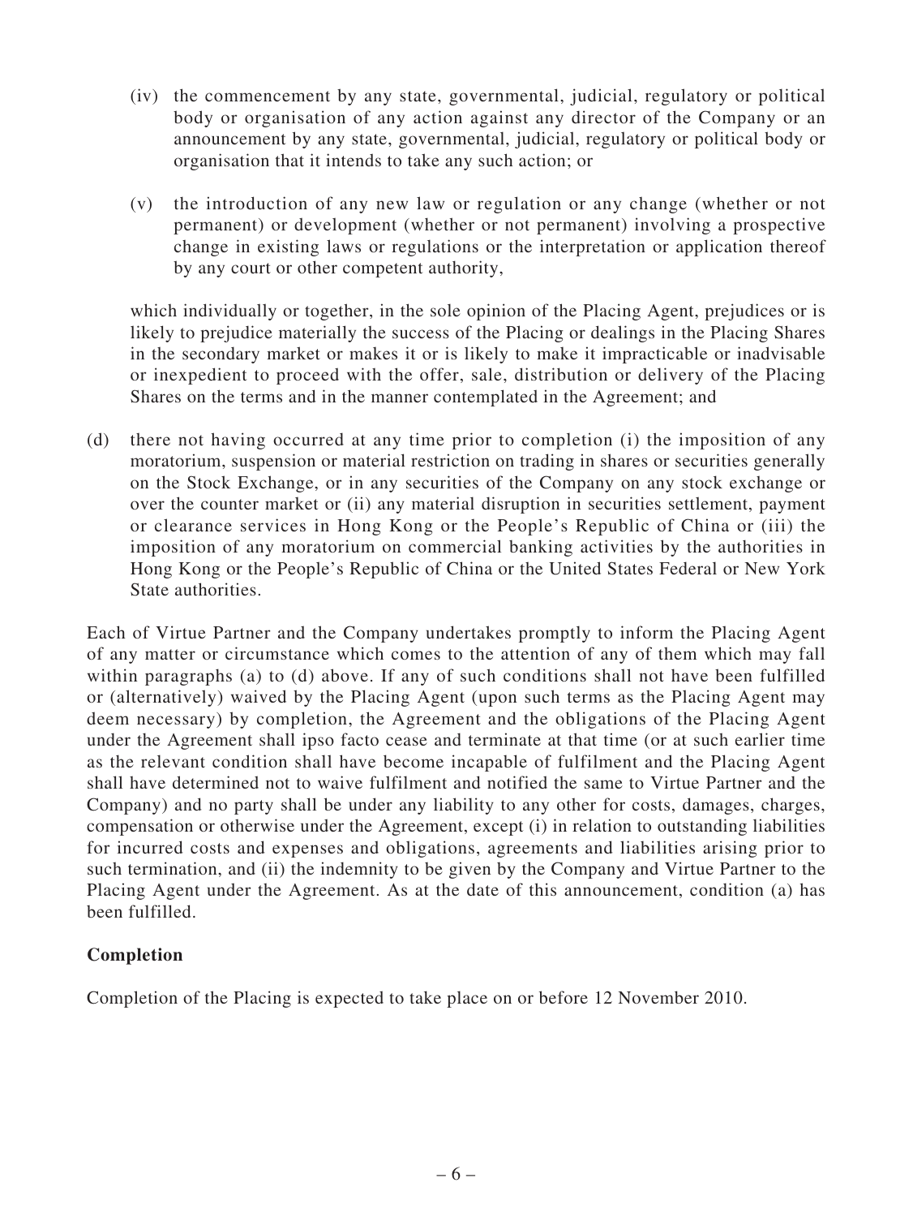(iv) the commencement by any state, governmental, judicial, regulatory or political body or organisation of any action against any director of the Company or an announcement by any state, governmental, judicial, regulatory or political body or organisation that it intends to take any such action; or

(v) the introduction of any new law or regulation or any change (whether or not permanent) or development (whether or not permanent) involving a prospective change in existing laws or regulations or the interpretation or application thereof by any court or other competent authority,

which individually or together, in the sole opinion of the Placing Agent, prejudices or is likely to prejudice materially the success of the Placing or dealings in the Placing Shares in the secondary market or makes it or is likely to make it impracticable or inadvisable or inexpedient to proceed with the offer, sale, distribution or delivery of the Placing Shares on the terms and in the manner contemplated in the Agreement; and

(d) there not having occurred at any time prior to completion (i) the imposition of any moratorium, suspension or material restriction on trading in shares or securities generally on the Stock Exchange, or in any securities of the Company on any stock exchange or over the counter market or (ii) any material disruption in securities settlement, payment or clearance services in Hong Kong or the People's Republic of China or (iii) the imposition of any moratorium on commercial banking activities by the authorities in Hong Kong or the People's Republic of China or the United States Federal or New York State authorities.

Each of Virtue Partner and the Company undertakes promptly to inform the Placing Agent of any matter or circumstance which comes to the attention of any of them which may fall within paragraphs (a) to (d) above. If any of such conditions shall not have been fulfilled or (alternatively) waived by the Placing Agent (upon such terms as the Placing Agent may deem necessary) by completion, the Agreement and the obligations of the Placing Agent under the Agreement shall ipso facto cease and terminate at that time (or at such earlier time as the relevant condition shall have become incapable of fulfilment and the Placing Agent shall have determined not to waive fulfilment and notified the same to Virtue Partner and the Company) and no party shall be under any liability to any other for costs, damages, charges, compensation or otherwise under the Agreement, except (i) in relation to outstanding liabilities for incurred costs and expenses and obligations, agreements and liabilities arising prior to such termination, and (ii) the indemnity to be given by the Company and Virtue Partner to the Placing Agent under the Agreement. As at the date of this announcement, condition (a) has been fulfilled.

**Completion**

Completion of the Placing is expected to take place on or before 12 November 2010.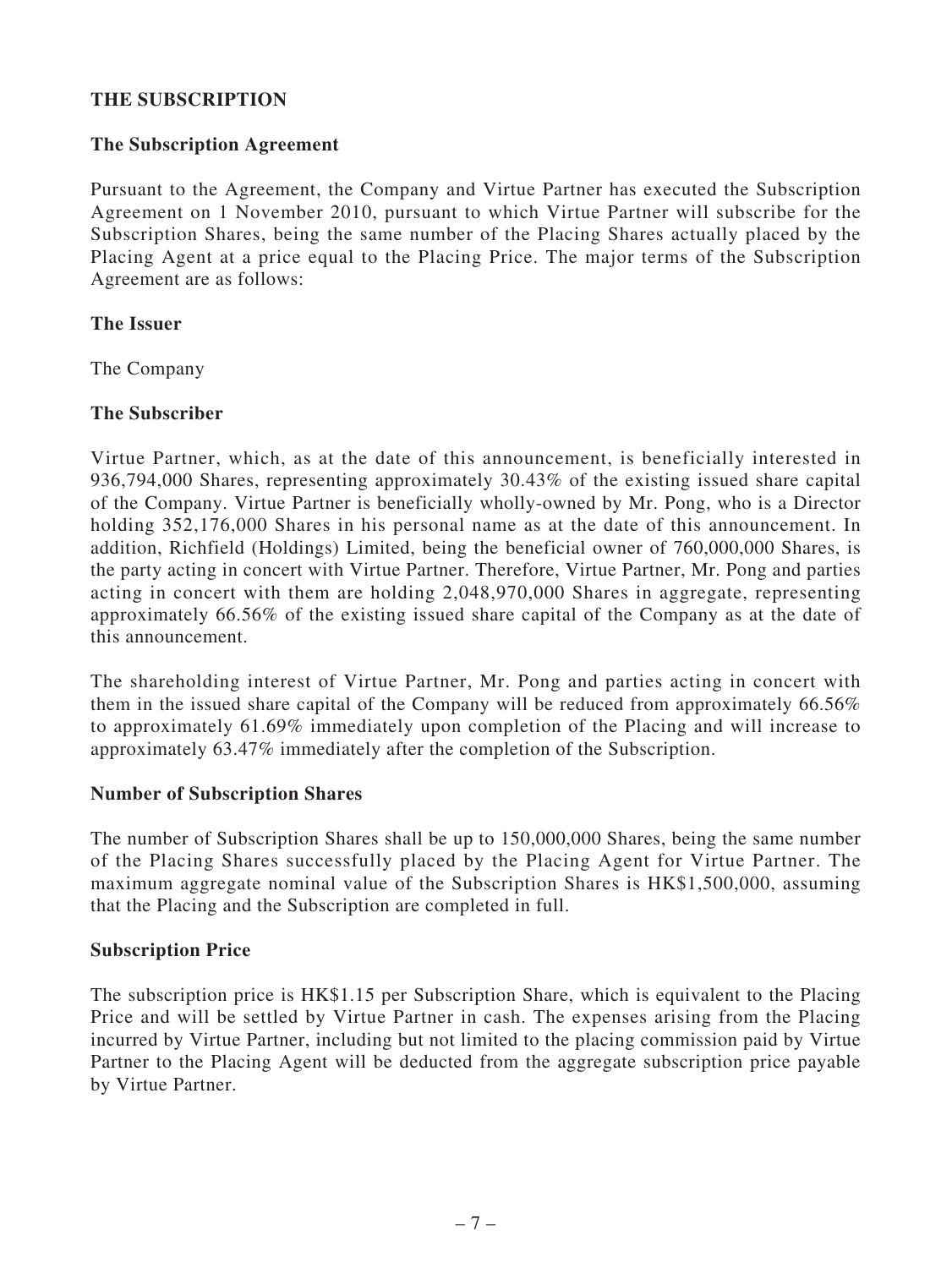## THE SUBSCRIPTION

### The Subscription Agreement

Pursuant to the Agreement, the Company and Virtue Partner has executed the Subscription Agreement on 1 November 2010, pursuant to which Virtue Partner will subscribe for the Subscription Shares, being the same number of the Placing Shares actually placed by the Placing Agent at a price equal to the Placing Price. The major terms of the Subscription Agreement are as follows:

### The Issuer

The Company

### The Subscriber

Virtue Partner, which, as at the date of this announcement, is beneficially interested in 936,794,000 Shares, representing approximately 30.43% of the existing issued share capital of the Company. Virtue Partner is beneficially wholly-owned by Mr. Pong, who is a Director holding 352,176,000 Shares in his personal name as at the date of this announcement. In addition, Richfield (Holdings) Limited, being the beneficial owner of 760,000,000 Shares, is the party acting in concert with Virtue Partner. Therefore, Virtue Partner, Mr. Pong and parties acting in concert with them are holding 2,048,970,000 Shares in aggregate, representing approximately 66.56% of the existing issued share capital of the Company as at the date of this announcement.

The shareholding interest of Virtue Partner, Mr. Pong and parties acting in concert with them in the issued share capital of the Company will be reduced from approximately 66.56% to approximately 61.69% immediately upon completion of the Placing and will increase to approximately 63.47% immediately after the completion of the Subscription.

### Number of Subscription Shares

The number of Subscription Shares shall be up to 150,000,000 Shares, being the same number of the Placing Shares successfully placed by the Placing Agent for Virtue Partner. The maximum aggregate nominal value of the Subscription Shares is HK$1,500,000, assuming that the Placing and the Subscription are completed in full.

### Subscription Price

The subscription price is HK$1.15 per Subscription Share, which is equivalent to the Placing Price and will be settled by Virtue Partner in cash. The expenses arising from the Placing incurred by Virtue Partner, including but not limited to the placing commission paid by Virtue Partner to the Placing Agent will be deducted from the aggregate subscription price payable by Virtue Partner.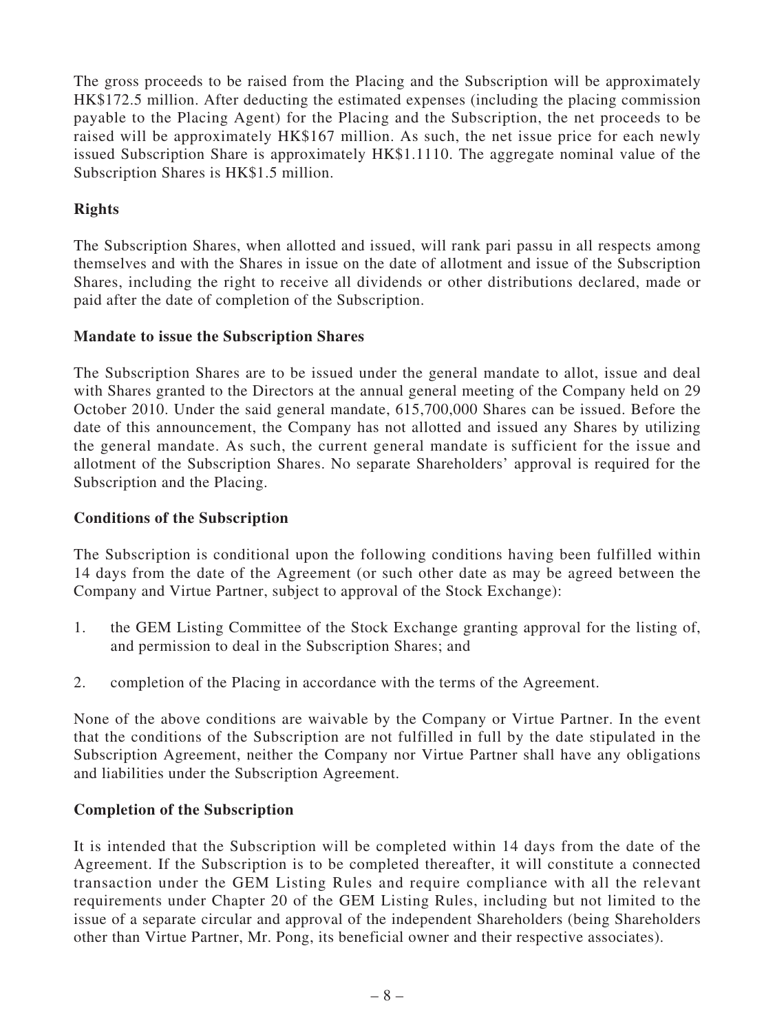The gross proceeds to be raised from the Placing and the Subscription will be approximately HK$172.5 million. After deducting the estimated expenses (including the placing commission payable to the Placing Agent) for the Placing and the Subscription, the net proceeds to be raised will be approximately HK$167 million. As such, the net issue price for each newly issued Subscription Share is approximately HK$1.1110. The aggregate nominal value of the Subscription Shares is HK$1.5 million.

**Rights**

The Subscription Shares, when allotted and issued, will rank pari passu in all respects among themselves and with the Shares in issue on the date of allotment and issue of the Subscription Shares, including the right to receive all dividends or other distributions declared, made or paid after the date of completion of the Subscription.

**Mandate to issue the Subscription Shares**

The Subscription Shares are to be issued under the general mandate to allot, issue and deal with Shares granted to the Directors at the annual general meeting of the Company held on 29 October 2010. Under the said general mandate, 615,700,000 Shares can be issued. Before the date of this announcement, the Company has not allotted and issued any Shares by utilizing the general mandate. As such, the current general mandate is sufficient for the issue and allotment of the Subscription Shares. No separate Shareholders' approval is required for the Subscription and the Placing.

**Conditions of the Subscription**

The Subscription is conditional upon the following conditions having been fulfilled within 14 days from the date of the Agreement (or such other date as may be agreed between the Company and Virtue Partner, subject to approval of the Stock Exchange):

1. the GEM Listing Committee of the Stock Exchange granting approval for the listing of, and permission to deal in the Subscription Shares; and

2. completion of the Placing in accordance with the terms of the Agreement.

None of the above conditions are waivable by the Company or Virtue Partner. In the event that the conditions of the Subscription are not fulfilled in full by the date stipulated in the Subscription Agreement, neither the Company nor Virtue Partner shall have any obligations and liabilities under the Subscription Agreement.

**Completion of the Subscription**

It is intended that the Subscription will be completed within 14 days from the date of the Agreement. If the Subscription is to be completed thereafter, it will constitute a connected transaction under the GEM Listing Rules and require compliance with all the relevant requirements under Chapter 20 of the GEM Listing Rules, including but not limited to the issue of a separate circular and approval of the independent Shareholders (being Shareholders other than Virtue Partner, Mr. Pong, its beneficial owner and their respective associates).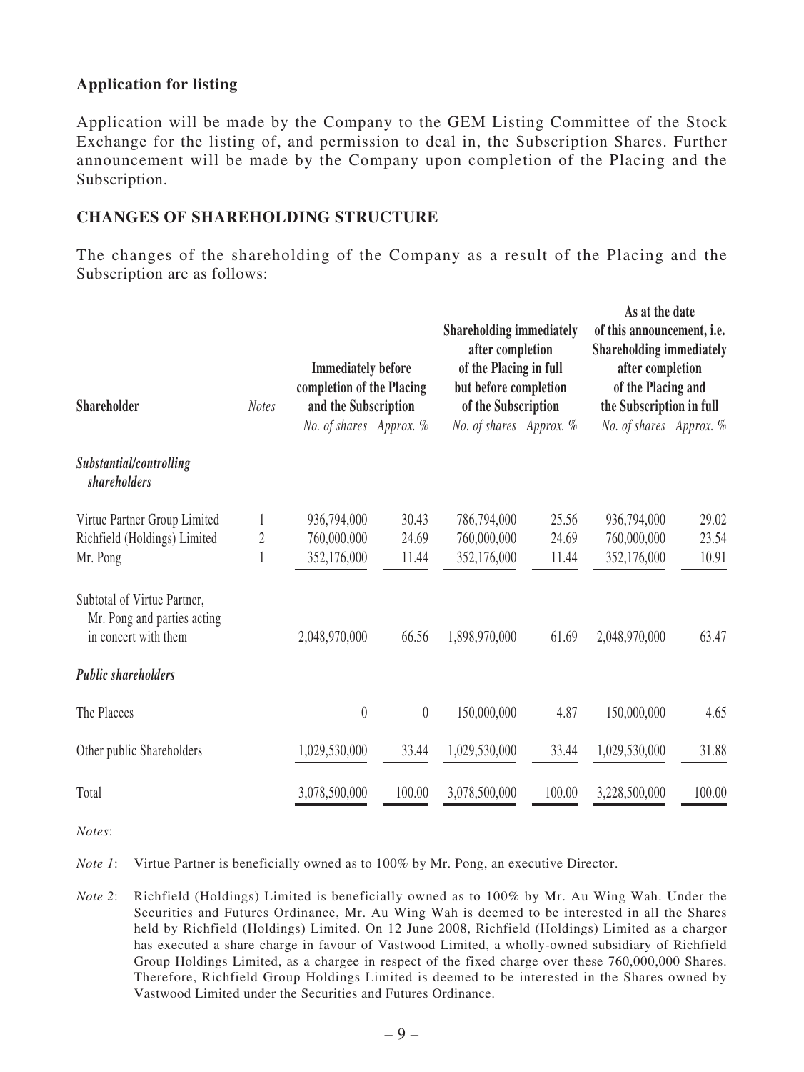**Application for listing**

Application will be made by the Company to the GEM Listing Committee of the Stock Exchange for the listing of, and permission to deal in, the Subscription Shares. Further announcement will be made by the Company upon completion of the Placing and the Subscription.

## CHANGES OF SHAREHOLDING STRUCTURE

The changes of the shareholding of the Company as a result of the Placing and the Subscription are as follows:

| Shareholder | *Notes* | Immediately before completion of the Placing and the Subscription | | Shareholding immediately after completion of the Placing in full but before completion of the Subscription | | As at the date of this announcement, i.e. Shareholding immediately after completion of the Placing and the Subscription in full | |
|---|---|---|---|---|---|---|---|
| | | *No. of shares* | *Approx. %* | *No. of shares* | *Approx. %* | *No. of shares* | *Approx. %* |
| ***Substantial/controlling shareholders*** | | | | | | | |
| Virtue Partner Group Limited | 1 | 936,794,000 | 30.43 | 786,794,000 | 25.56 | 936,794,000 | 29.02 |
| Richfield (Holdings) Limited | 2 | 760,000,000 | 24.69 | 760,000,000 | 24.69 | 760,000,000 | 23.54 |
| Mr. Pong | 1 | 352,176,000 | 11.44 | 352,176,000 | 11.44 | 352,176,000 | 10.91 |
| Subtotal of Virtue Partner, Mr. Pong and parties acting in concert with them | | 2,048,970,000 | 66.56 | 1,898,970,000 | 61.69 | 2,048,970,000 | 63.47 |
| ***Public shareholders*** | | | | | | | |
| The Placees | | 0 | 0 | 150,000,000 | 4.87 | 150,000,000 | 4.65 |
| Other public Shareholders | | 1,029,530,000 | 33.44 | 1,029,530,000 | 33.44 | 1,029,530,000 | 31.88 |
| Total | | 3,078,500,000 | 100.00 | 3,078,500,000 | 100.00 | 3,228,500,000 | 100.00 |

*Notes*:

*Note 1*: Virtue Partner is beneficially owned as to 100% by Mr. Pong, an executive Director.

*Note 2*: Richfield (Holdings) Limited is beneficially owned as to 100% by Mr. Au Wing Wah. Under the Securities and Futures Ordinance, Mr. Au Wing Wah is deemed to be interested in all the Shares held by Richfield (Holdings) Limited. On 12 June 2008, Richfield (Holdings) Limited as a chargor has executed a share charge in favour of Vastwood Limited, a wholly-owned subsidiary of Richfield Group Holdings Limited, as a chargee in respect of the fixed charge over these 760,000,000 Shares. Therefore, Richfield Group Holdings Limited is deemed to be interested in the Shares owned by Vastwood Limited under the Securities and Futures Ordinance.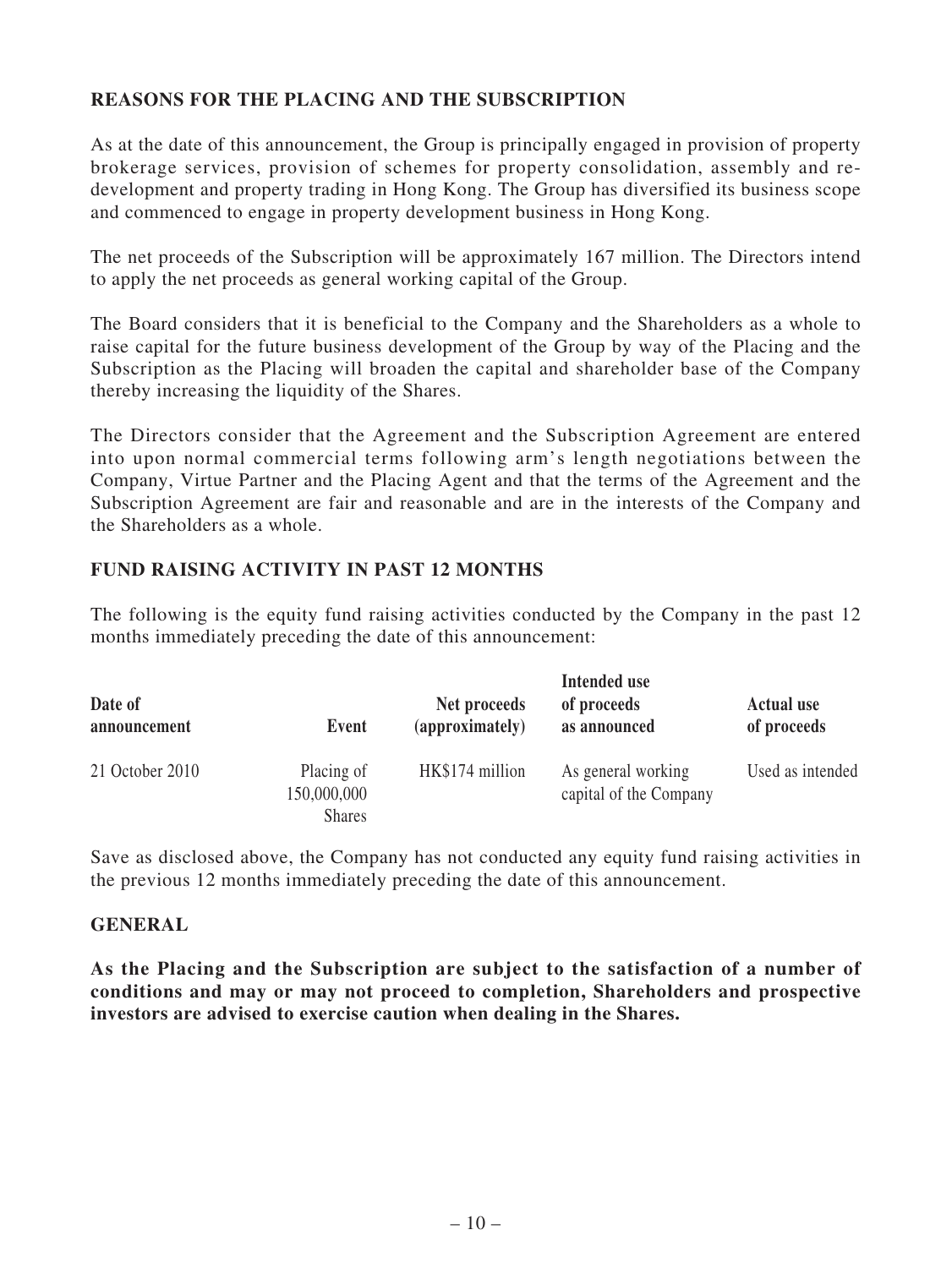## REASONS FOR THE PLACING AND THE SUBSCRIPTION

As at the date of this announcement, the Group is principally engaged in provision of property brokerage services, provision of schemes for property consolidation, assembly and re-development and property trading in Hong Kong. The Group has diversified its business scope and commenced to engage in property development business in Hong Kong.

The net proceeds of the Subscription will be approximately 167 million. The Directors intend to apply the net proceeds as general working capital of the Group.

The Board considers that it is beneficial to the Company and the Shareholders as a whole to raise capital for the future business development of the Group by way of the Placing and the Subscription as the Placing will broaden the capital and shareholder base of the Company thereby increasing the liquidity of the Shares.

The Directors consider that the Agreement and the Subscription Agreement are entered into upon normal commercial terms following arm's length negotiations between the Company, Virtue Partner and the Placing Agent and that the terms of the Agreement and the Subscription Agreement are fair and reasonable and are in the interests of the Company and the Shareholders as a whole.

## FUND RAISING ACTIVITY IN PAST 12 MONTHS

The following is the equity fund raising activities conducted by the Company in the past 12 months immediately preceding the date of this announcement:

| Date of announcement | Event | Net proceeds (approximately) | Intended use of proceeds as announced | Actual use of proceeds |
|---|---|---|---|---|
| 21 October 2010 | Placing of 150,000,000 Shares | HK$174 million | As general working capital of the Company | Used as intended |

Save as disclosed above, the Company has not conducted any equity fund raising activities in the previous 12 months immediately preceding the date of this announcement.

## GENERAL

**As the Placing and the Subscription are subject to the satisfaction of a number of conditions and may or may not proceed to completion, Shareholders and prospective investors are advised to exercise caution when dealing in the Shares.**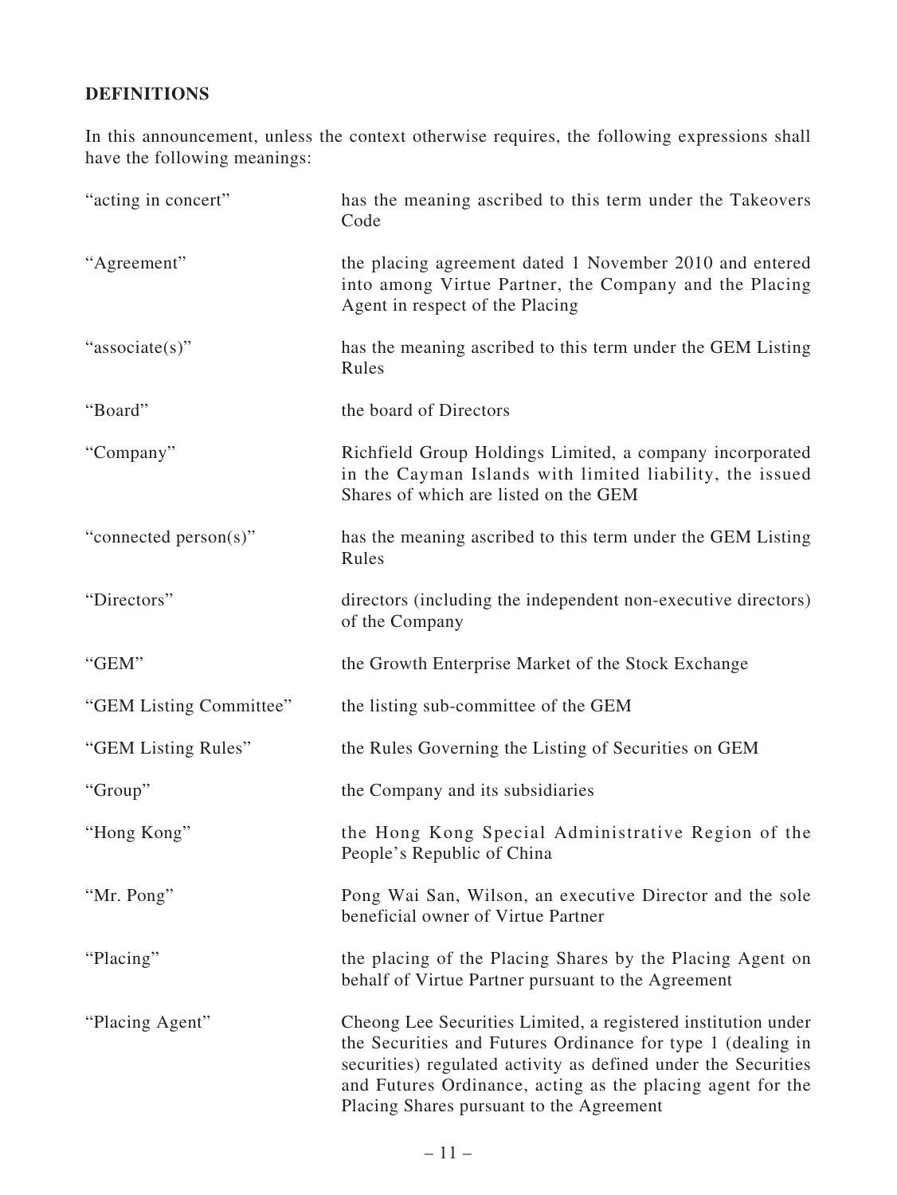## DEFINITIONS

In this announcement, unless the context otherwise requires, the following expressions shall have the following meanings:

| | |
|---|---|
| "acting in concert" | has the meaning ascribed to this term under the Takeovers Code |
| "Agreement" | the placing agreement dated 1 November 2010 and entered into among Virtue Partner, the Company and the Placing Agent in respect of the Placing |
| "associate(s)" | has the meaning ascribed to this term under the GEM Listing Rules |
| "Board" | the board of Directors |
| "Company" | Richfield Group Holdings Limited, a company incorporated in the Cayman Islands with limited liability, the issued Shares of which are listed on the GEM |
| "connected person(s)" | has the meaning ascribed to this term under the GEM Listing Rules |
| "Directors" | directors (including the independent non-executive directors) of the Company |
| "GEM" | the Growth Enterprise Market of the Stock Exchange |
| "GEM Listing Committee" | the listing sub-committee of the GEM |
| "GEM Listing Rules" | the Rules Governing the Listing of Securities on GEM |
| "Group" | the Company and its subsidiaries |
| "Hong Kong" | the Hong Kong Special Administrative Region of the People's Republic of China |
| "Mr. Pong" | Pong Wai San, Wilson, an executive Director and the sole beneficial owner of Virtue Partner |
| "Placing" | the placing of the Placing Shares by the Placing Agent on behalf of Virtue Partner pursuant to the Agreement |
| "Placing Agent" | Cheong Lee Securities Limited, a registered institution under the Securities and Futures Ordinance for type 1 (dealing in securities) regulated activity as defined under the Securities and Futures Ordinance, acting as the placing agent for the Placing Shares pursuant to the Agreement |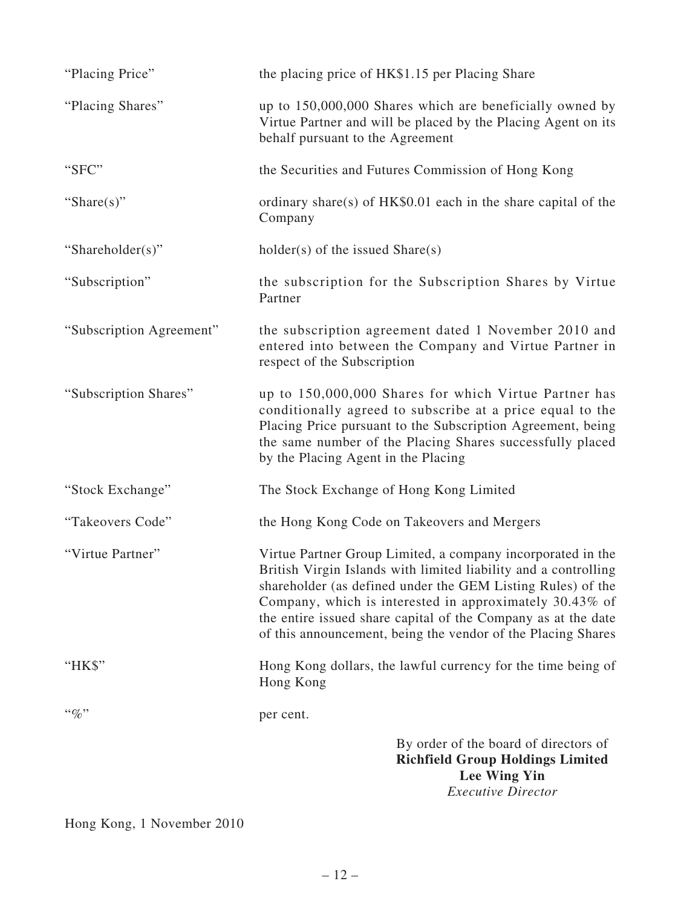| | |
|---|---|
| "Placing Price" | the placing price of HK$1.15 per Placing Share |
| "Placing Shares" | up to 150,000,000 Shares which are beneficially owned by Virtue Partner and will be placed by the Placing Agent on its behalf pursuant to the Agreement |
| "SFC" | the Securities and Futures Commission of Hong Kong |
| "Share(s)" | ordinary share(s) of HK$0.01 each in the share capital of the Company |
| "Shareholder(s)" | holder(s) of the issued Share(s) |
| "Subscription" | the subscription for the Subscription Shares by Virtue Partner |
| "Subscription Agreement" | the subscription agreement dated 1 November 2010 and entered into between the Company and Virtue Partner in respect of the Subscription |
| "Subscription Shares" | up to 150,000,000 Shares for which Virtue Partner has conditionally agreed to subscribe at a price equal to the Placing Price pursuant to the Subscription Agreement, being the same number of the Placing Shares successfully placed by the Placing Agent in the Placing |
| "Stock Exchange" | The Stock Exchange of Hong Kong Limited |
| "Takeovers Code" | the Hong Kong Code on Takeovers and Mergers |
| "Virtue Partner" | Virtue Partner Group Limited, a company incorporated in the British Virgin Islands with limited liability and a controlling shareholder (as defined under the GEM Listing Rules) of the Company, which is interested in approximately 30.43% of the entire issued share capital of the Company as at the date of this announcement, being the vendor of the Placing Shares |
| "HK$" | Hong Kong dollars, the lawful currency for the time being of Hong Kong |
| "%" | per cent. |

By order of the board of directors of
**Richfield Group Holdings Limited**
**Lee Wing Yin**
*Executive Director*

Hong Kong, 1 November 2010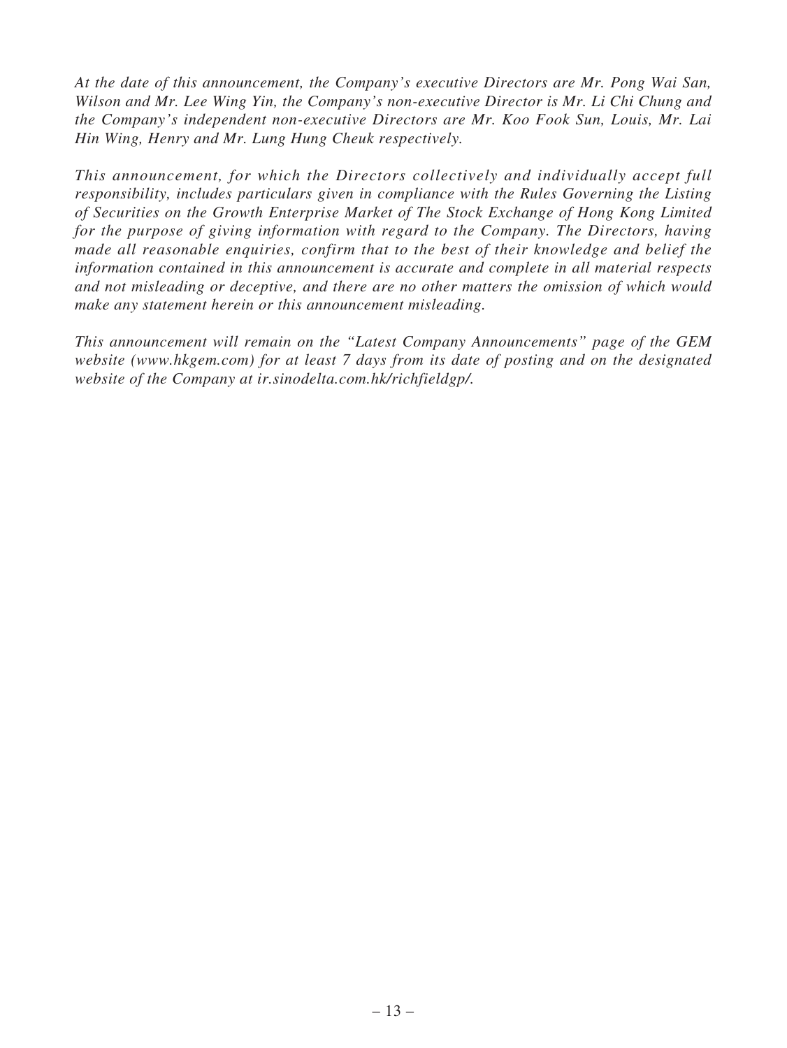*At the date of this announcement, the Company's executive Directors are Mr. Pong Wai San, Wilson and Mr. Lee Wing Yin, the Company's non-executive Director is Mr. Li Chi Chung and the Company's independent non-executive Directors are Mr. Koo Fook Sun, Louis, Mr. Lai Hin Wing, Henry and Mr. Lung Hung Cheuk respectively.*

*This announcement, for which the Directors collectively and individually accept full responsibility, includes particulars given in compliance with the Rules Governing the Listing of Securities on the Growth Enterprise Market of The Stock Exchange of Hong Kong Limited for the purpose of giving information with regard to the Company. The Directors, having made all reasonable enquiries, confirm that to the best of their knowledge and belief the information contained in this announcement is accurate and complete in all material respects and not misleading or deceptive, and there are no other matters the omission of which would make any statement herein or this announcement misleading.*

*This announcement will remain on the "Latest Company Announcements" page of the GEM website (www.hkgem.com) for at least 7 days from its date of posting and on the designated website of the Company at ir.sinodelta.com.hk/richfieldgp/.*